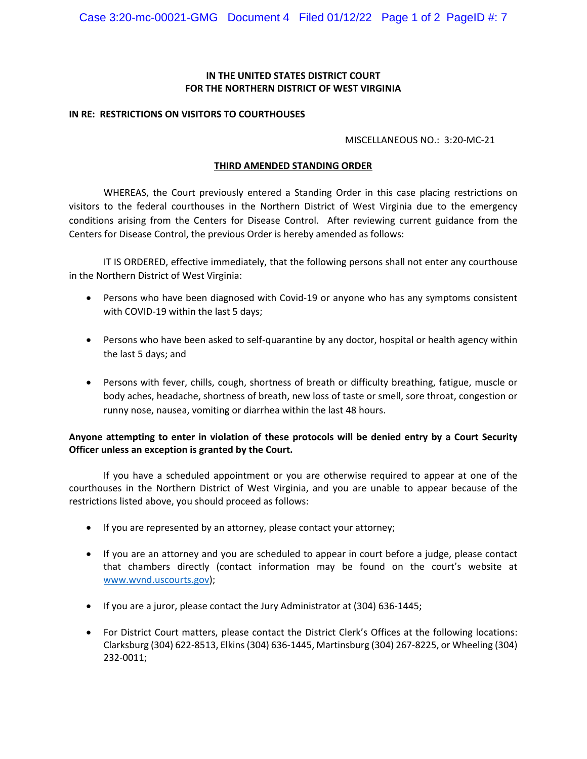**IN THE UNITED STATES DISTRICT COURT**
**FOR THE NORTHERN DISTRICT OF WEST VIRGINIA**

**IN RE: RESTRICTIONS ON VISITORS TO COURTHOUSES**

MISCELLANEOUS NO.: 3:20-MC-21

**THIRD AMENDED STANDING ORDER**

WHEREAS, the Court previously entered a Standing Order in this case placing restrictions on visitors to the federal courthouses in the Northern District of West Virginia due to the emergency conditions arising from the Centers for Disease Control. After reviewing current guidance from the Centers for Disease Control, the previous Order is hereby amended as follows:

IT IS ORDERED, effective immediately, that the following persons shall not enter any courthouse in the Northern District of West Virginia:

- Persons who have been diagnosed with Covid-19 or anyone who has any symptoms consistent with COVID-19 within the last 5 days;
- Persons who have been asked to self-quarantine by any doctor, hospital or health agency within the last 5 days; and
- Persons with fever, chills, cough, shortness of breath or difficulty breathing, fatigue, muscle or body aches, headache, shortness of breath, new loss of taste or smell, sore throat, congestion or runny nose, nausea, vomiting or diarrhea within the last 48 hours.

**Anyone attempting to enter in violation of these protocols will be denied entry by a Court Security Officer unless an exception is granted by the Court.**

If you have a scheduled appointment or you are otherwise required to appear at one of the courthouses in the Northern District of West Virginia, and you are unable to appear because of the restrictions listed above, you should proceed as follows:

- If you are represented by an attorney, please contact your attorney;
- If you are an attorney and you are scheduled to appear in court before a judge, please contact that chambers directly (contact information may be found on the court's website at www.wvnd.uscourts.gov);
- If you are a juror, please contact the Jury Administrator at (304) 636-1445;
- For District Court matters, please contact the District Clerk's Offices at the following locations: Clarksburg (304) 622-8513, Elkins (304) 636-1445, Martinsburg (304) 267-8225, or Wheeling (304) 232-0011;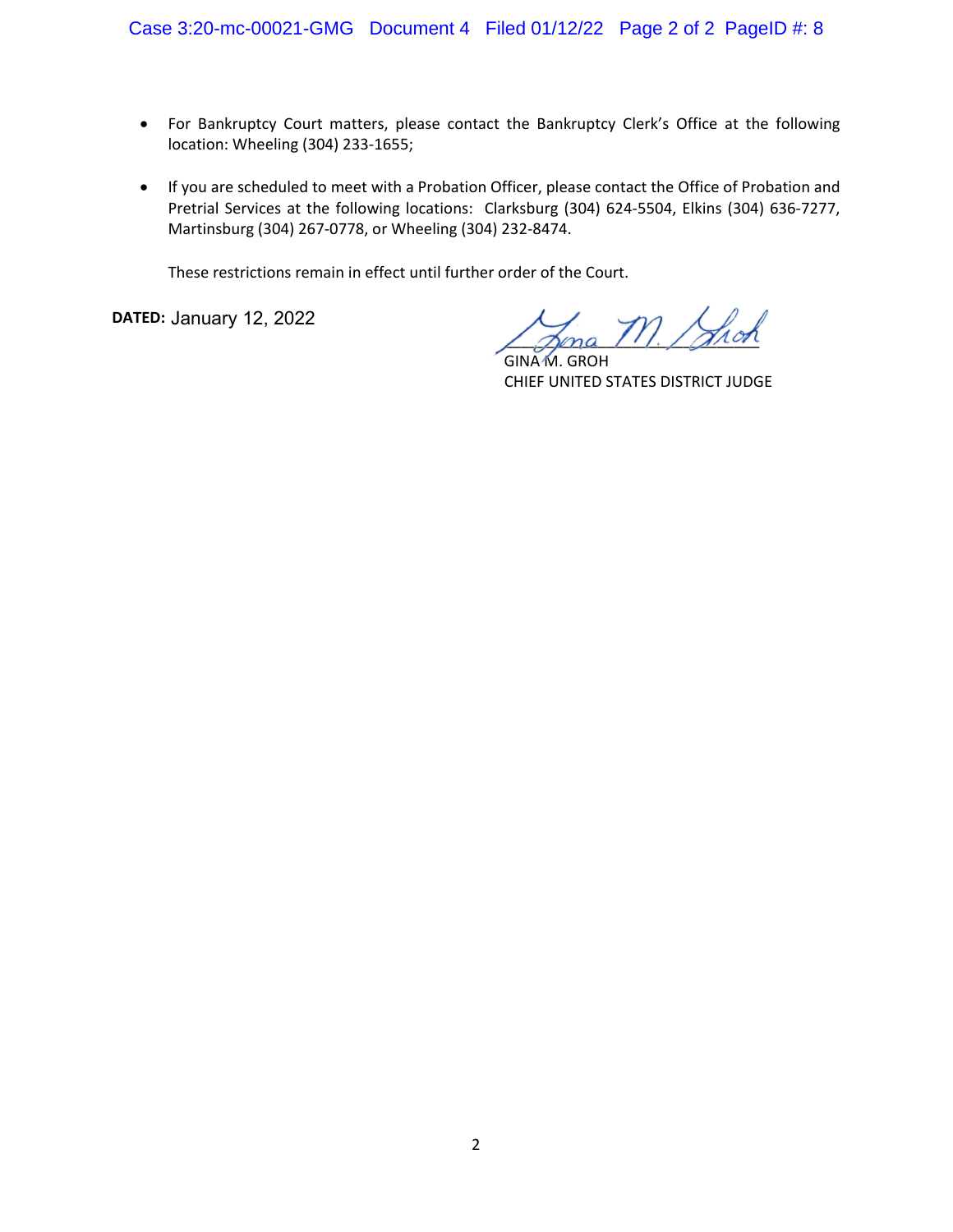- For Bankruptcy Court matters, please contact the Bankruptcy Clerk's Office at the following location: Wheeling (304) 233-1655;

- If you are scheduled to meet with a Probation Officer, please contact the Office of Probation and Pretrial Services at the following locations: Clarksburg (304) 624-5504, Elkins (304) 636-7277, Martinsburg (304) 267-0778, or Wheeling (304) 232-8474.

These restrictions remain in effect until further order of the Court.

**DATED:** January 12, 2022

GINA M. GROH
CHIEF UNITED STATES DISTRICT JUDGE